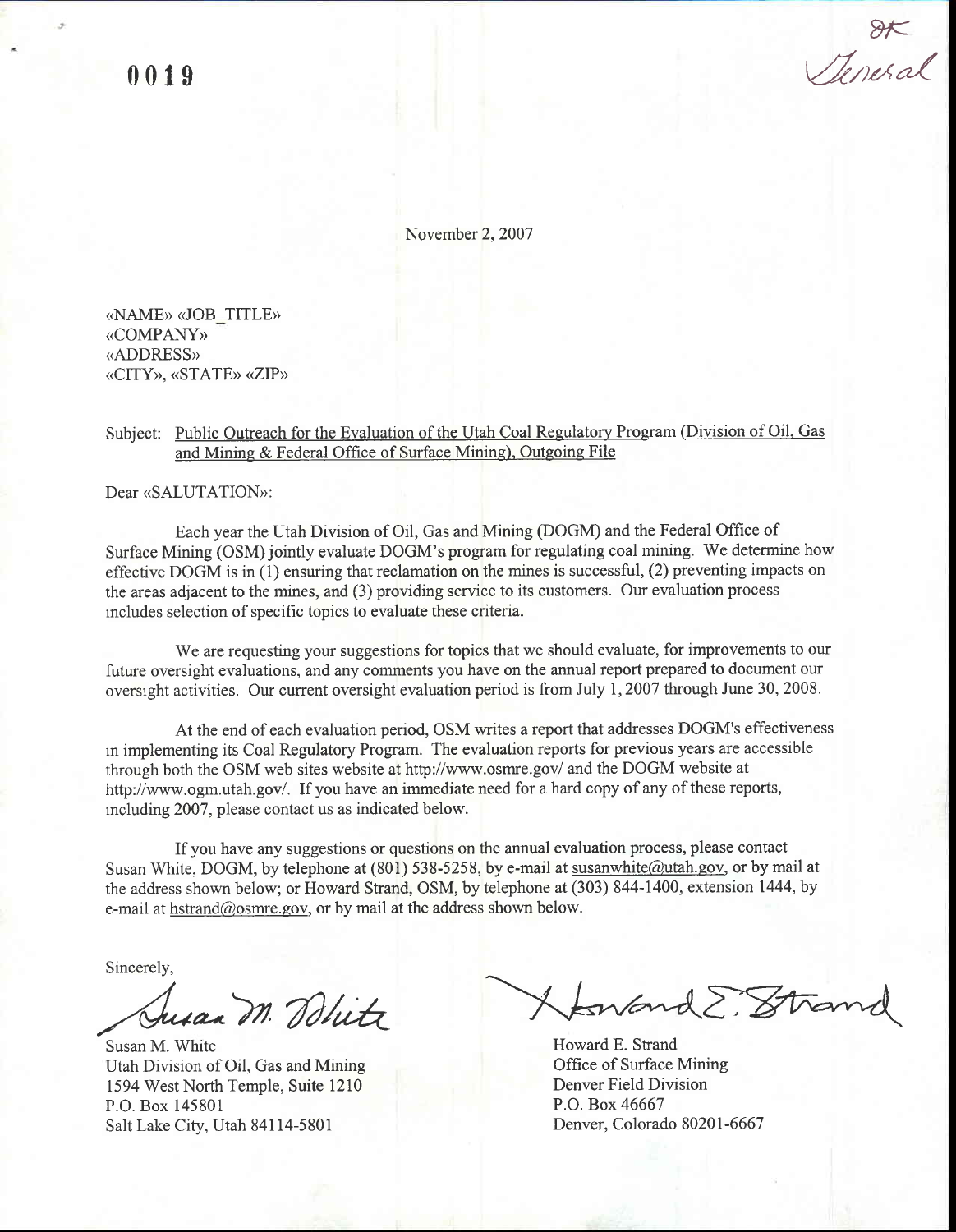0019

OK
General

November 2, 2007

«NAME» «JOB_TITLE»
«COMPANY»
«ADDRESS»
«CITY», «STATE» «ZIP»

Subject: Public Outreach for the Evaluation of the Utah Coal Regulatory Program (Division of Oil, Gas and Mining & Federal Office of Surface Mining), Outgoing File

Dear «SALUTATION»:

Each year the Utah Division of Oil, Gas and Mining (DOGM) and the Federal Office of Surface Mining (OSM) jointly evaluate DOGM's program for regulating coal mining. We determine how effective DOGM is in (1) ensuring that reclamation on the mines is successful, (2) preventing impacts on the areas adjacent to the mines, and (3) providing service to its customers. Our evaluation process includes selection of specific topics to evaluate these criteria.

We are requesting your suggestions for topics that we should evaluate, for improvements to our future oversight evaluations, and any comments you have on the annual report prepared to document our oversight activities. Our current oversight evaluation period is from July 1, 2007 through June 30, 2008.

At the end of each evaluation period, OSM writes a report that addresses DOGM's effectiveness in implementing its Coal Regulatory Program. The evaluation reports for previous years are accessible through both the OSM web sites website at http://www.osmre.gov/ and the DOGM website at http://www.ogm.utah.gov/. If you have an immediate need for a hard copy of any of these reports, including 2007, please contact us as indicated below.

If you have any suggestions or questions on the annual evaluation process, please contact Susan White, DOGM, by telephone at (801) 538-5258, by e-mail at susanwhite@utah.gov, or by mail at the address shown below; or Howard Strand, OSM, by telephone at (303) 844-1400, extension 1444, by e-mail at hstrand@osmre.gov, or by mail at the address shown below.

Sincerely,

Susan M. White
Utah Division of Oil, Gas and Mining
1594 West North Temple, Suite 1210
P.O. Box 145801
Salt Lake City, Utah 84114-5801

Howard E. Strand
Office of Surface Mining
Denver Field Division
P.O. Box 46667
Denver, Colorado 80201-6667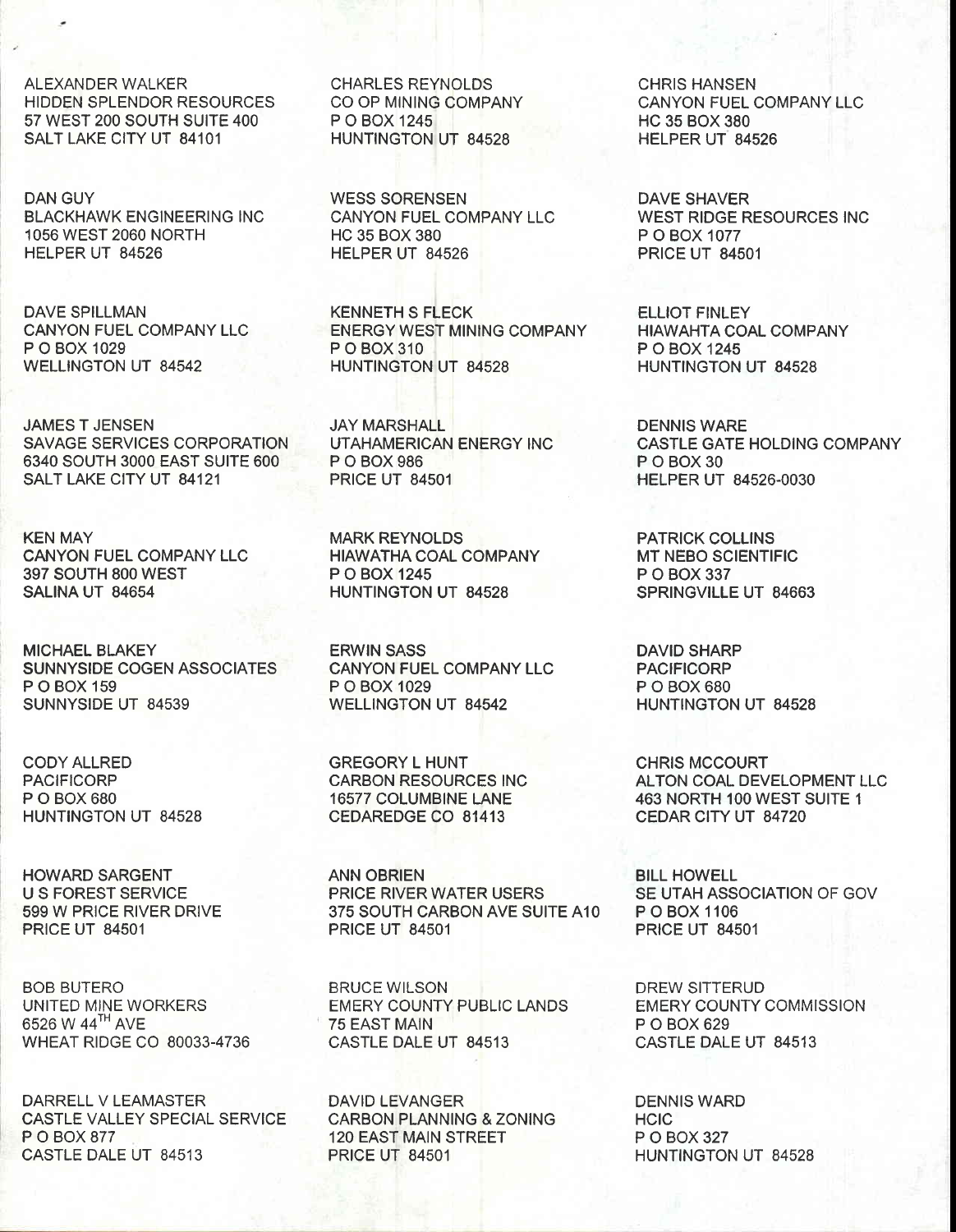ALEXANDER WALKER
HIDDEN SPLENDOR RESOURCES
57 WEST 200 SOUTH SUITE 400
SALT LAKE CITY UT 84101

CHARLES REYNOLDS
CO OP MINING COMPANY
P O BOX 1245
HUNTINGTON UT 84528

CHRIS HANSEN
CANYON FUEL COMPANY LLC
HC 35 BOX 380
HELPER UT 84526

DAN GUY
BLACKHAWK ENGINEERING INC
1056 WEST 2060 NORTH
HELPER UT 84526

WESS SORENSEN
CANYON FUEL COMPANY LLC
HC 35 BOX 380
HELPER UT 84526

DAVE SHAVER
WEST RIDGE RESOURCES INC
P O BOX 1077
PRICE UT 84501

DAVE SPILLMAN
CANYON FUEL COMPANY LLC
P O BOX 1029
WELLINGTON UT 84542

KENNETH S FLECK
ENERGY WEST MINING COMPANY
P O BOX 310
HUNTINGTON UT 84528

ELLIOT FINLEY
HIAWAHTA COAL COMPANY
P O BOX 1245
HUNTINGTON UT 84528

JAMES T JENSEN
SAVAGE SERVICES CORPORATION
6340 SOUTH 3000 EAST SUITE 600
SALT LAKE CITY UT 84121

JAY MARSHALL
UTAHAMERICAN ENERGY INC
P O BOX 986
PRICE UT 84501

DENNIS WARE
CASTLE GATE HOLDING COMPANY
P O BOX 30
HELPER UT 84526-0030

KEN MAY
CANYON FUEL COMPANY LLC
397 SOUTH 800 WEST
SALINA UT 84654

MARK REYNOLDS
HIAWATHA COAL COMPANY
P O BOX 1245
HUNTINGTON UT 84528

PATRICK COLLINS
MT NEBO SCIENTIFIC
P O BOX 337
SPRINGVILLE UT 84663

MICHAEL BLAKEY
SUNNYSIDE COGEN ASSOCIATES
P O BOX 159
SUNNYSIDE UT 84539

ERWIN SASS
CANYON FUEL COMPANY LLC
P O BOX 1029
WELLINGTON UT 84542

DAVID SHARP
PACIFICORP
P O BOX 680
HUNTINGTON UT 84528

CODY ALLRED
PACIFICORP
P O BOX 680
HUNTINGTON UT 84528

GREGORY L HUNT
CARBON RESOURCES INC
16577 COLUMBINE LANE
CEDAREDGE CO 81413

CHRIS MCCOURT
ALTON COAL DEVELOPMENT LLC
463 NORTH 100 WEST SUITE 1
CEDAR CITY UT 84720

HOWARD SARGENT
U S FOREST SERVICE
599 W PRICE RIVER DRIVE
PRICE UT 84501

ANN OBRIEN
PRICE RIVER WATER USERS
375 SOUTH CARBON AVE SUITE A10
PRICE UT 84501

BILL HOWELL
SE UTAH ASSOCIATION OF GOV
P O BOX 1106
PRICE UT 84501

BOB BUTERO
UNITED MINE WORKERS
6526 W 44TH AVE
WHEAT RIDGE CO 80033-4736

BRUCE WILSON
EMERY COUNTY PUBLIC LANDS
75 EAST MAIN
CASTLE DALE UT 84513

DREW SITTERUD
EMERY COUNTY COMMISSION
P O BOX 629
CASTLE DALE UT 84513

DARRELL V LEAMASTER
CASTLE VALLEY SPECIAL SERVICE
P O BOX 877
CASTLE DALE UT 84513

DAVID LEVANGER
CARBON PLANNING & ZONING
120 EAST MAIN STREET
PRICE UT 84501

DENNIS WARD
HCIC
P O BOX 327
HUNTINGTON UT 84528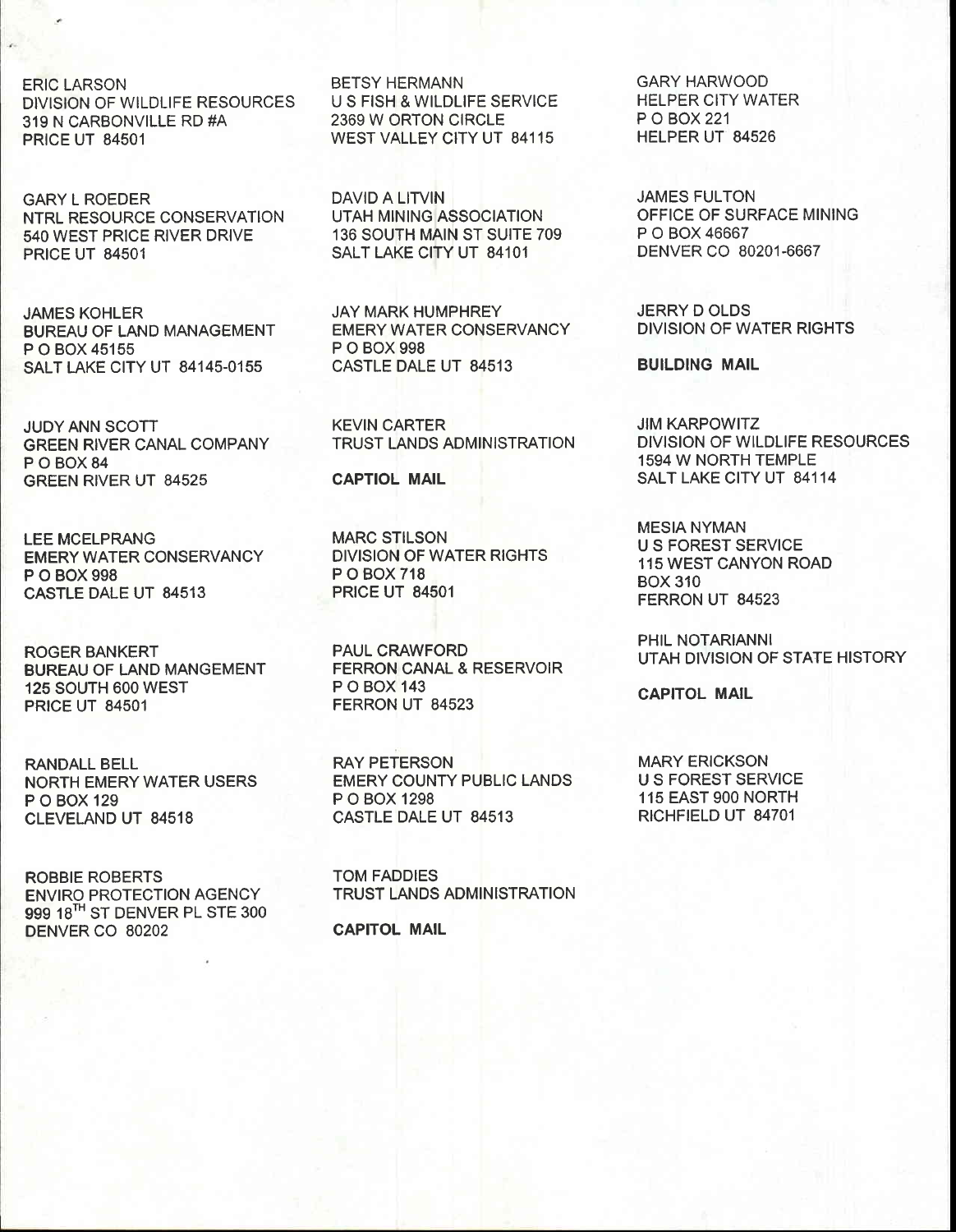ERIC LARSON
DIVISION OF WILDLIFE RESOURCES
319 N CARBONVILLE RD #A
PRICE UT 84501

BETSY HERMANN
U S FISH & WILDLIFE SERVICE
2369 W ORTON CIRCLE
WEST VALLEY CITY UT 84115

GARY HARWOOD
HELPER CITY WATER
P O BOX 221
HELPER UT 84526

GARY L ROEDER
NTRL RESOURCE CONSERVATION
540 WEST PRICE RIVER DRIVE
PRICE UT 84501

DAVID A LITVIN
UTAH MINING ASSOCIATION
136 SOUTH MAIN ST SUITE 709
SALT LAKE CITY UT 84101

JAMES FULTON
OFFICE OF SURFACE MINING
P O BOX 46667
DENVER CO 80201-6667

JAMES KOHLER
BUREAU OF LAND MANAGEMENT
P O BOX 45155
SALT LAKE CITY UT 84145-0155

JAY MARK HUMPHREY
EMERY WATER CONSERVANCY
P O BOX 998
CASTLE DALE UT 84513

JERRY D OLDS
DIVISION OF WATER RIGHTS

**BUILDING MAIL**

JUDY ANN SCOTT
GREEN RIVER CANAL COMPANY
P O BOX 84
GREEN RIVER UT 84525

KEVIN CARTER
TRUST LANDS ADMINISTRATION

**CAPTIOL MAIL**

JIM KARPOWITZ
DIVISION OF WILDLIFE RESOURCES
1594 W NORTH TEMPLE
SALT LAKE CITY UT 84114

LEE MCELPRANG
EMERY WATER CONSERVANCY
P O BOX 998
CASTLE DALE UT 84513

MARC STILSON
DIVISION OF WATER RIGHTS
P O BOX 718
PRICE UT 84501

MESIA NYMAN
U S FOREST SERVICE
115 WEST CANYON ROAD
BOX 310
FERRON UT 84523

ROGER BANKERT
BUREAU OF LAND MANGEMENT
125 SOUTH 600 WEST
PRICE UT 84501

PAUL CRAWFORD
FERRON CANAL & RESERVOIR
P O BOX 143
FERRON UT 84523

PHIL NOTARIANNI
UTAH DIVISION OF STATE HISTORY

**CAPITOL MAIL**

RANDALL BELL
NORTH EMERY WATER USERS
P O BOX 129
CLEVELAND UT 84518

RAY PETERSON
EMERY COUNTY PUBLIC LANDS
P O BOX 1298
CASTLE DALE UT 84513

MARY ERICKSON
U S FOREST SERVICE
115 EAST 900 NORTH
RICHFIELD UT 84701

ROBBIE ROBERTS
ENVIRO PROTECTION AGENCY
999 18TH ST DENVER PL STE 300
DENVER CO 80202

TOM FADDIES
TRUST LANDS ADMINISTRATION

**CAPITOL MAIL**